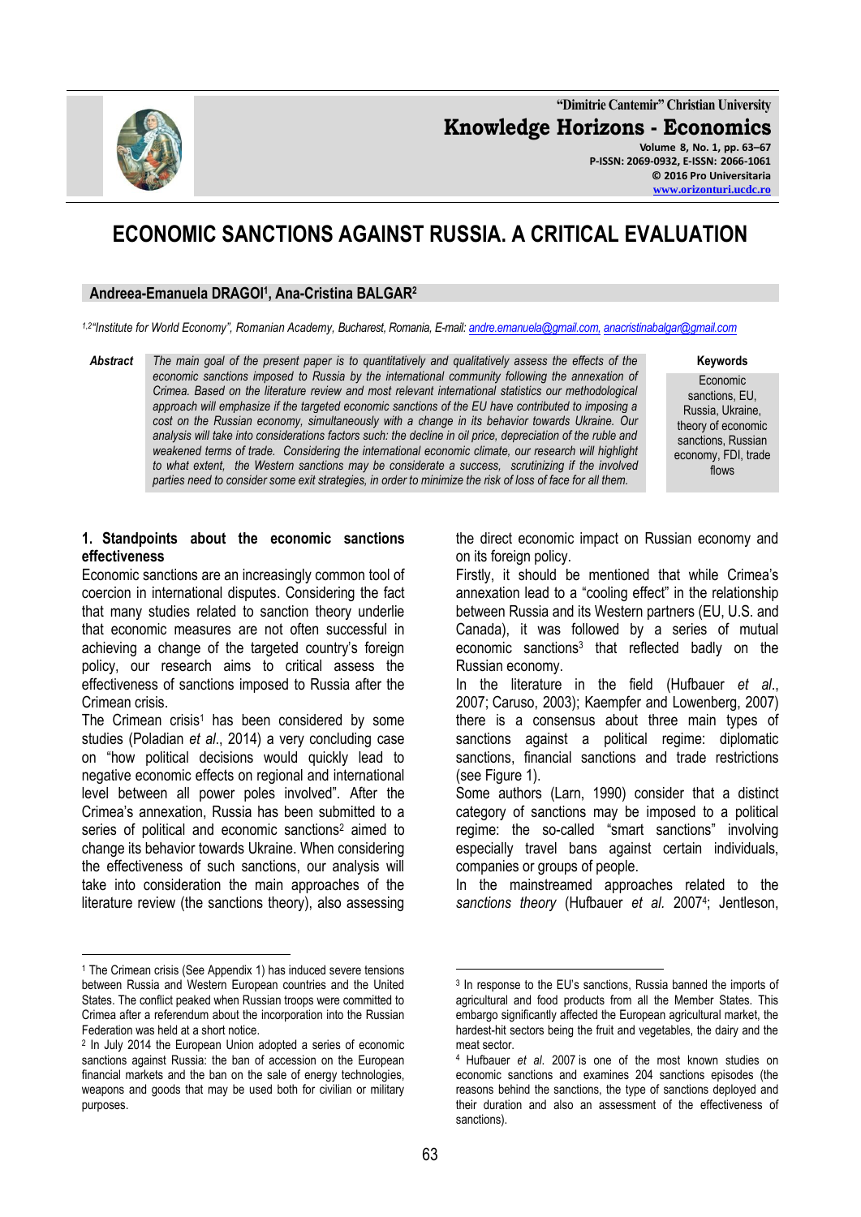# ECONOMIC SANCTIONS AGAINST RUSSIA. A CRITICAL EVALUATION

**Andreea-Emanuela DRAGOI[1], Ana-Cristina BALGAR[2]**

*[1,2]"Institute for World Economy", Romanian Academy, Bucharest, Romania, E-mail: andre.emanuela@gmail.com, anacristinabalgar@gmail.com*

***Abstract*** *The main goal of the present paper is to quantitatively and qualitatively assess the effects of the economic sanctions imposed to Russia by the international community following the annexation of Crimea. Based on the literature review and most relevant international statistics our methodological approach will emphasize if the targeted economic sanctions of the EU have contributed to imposing a cost on the Russian economy, simultaneously with a change in its behavior towards Ukraine. Our analysis will take into considerations factors such: the decline in oil price, depreciation of the ruble and weakened terms of trade. Considering the international economic climate, our research will highlight to what extent, the Western sanctions may be considerate a success, scrutinizing if the involved parties need to consider some exit strategies, in order to minimize the risk of loss of face for all them.*

**Keywords**
Economic sanctions, EU, Russia, Ukraine, theory of economic sanctions, Russian economy, FDI, trade flows

## 1. Standpoints about the economic sanctions effectiveness

Economic sanctions are an increasingly common tool of coercion in international disputes. Considering the fact that many studies related to sanction theory underlie that economic measures are not often successful in achieving a change of the targeted country's foreign policy, our research aims to critical assess the effectiveness of sanctions imposed to Russia after the Crimean crisis.

The Crimean crisis[1] has been considered by some studies (Poladian *et al*., 2014) a very concluding case on "how political decisions would quickly lead to negative economic effects on regional and international level between all power poles involved". After the Crimea's annexation, Russia has been submitted to a series of political and economic sanctions[2] aimed to change its behavior towards Ukraine. When considering the effectiveness of such sanctions, our analysis will take into consideration the main approaches of the literature review (the sanctions theory), also assessing the direct economic impact on Russian economy and on its foreign policy.

Firstly, it should be mentioned that while Crimea's annexation lead to a "cooling effect" in the relationship between Russia and its Western partners (EU, U.S. and Canada), it was followed by a series of mutual economic sanctions[3] that reflected badly on the Russian economy.

In the literature in the field (Hufbauer *et al*., 2007; Caruso, 2003); Kaempfer and Lowenberg, 2007) there is a consensus about three main types of sanctions against a political regime: diplomatic sanctions, financial sanctions and trade restrictions (see Figure 1).

Some authors (Larn, 1990) consider that a distinct category of sanctions may be imposed to a political regime: the so-called "smart sanctions" involving especially travel bans against certain individuals, companies or groups of people.

In the mainstreamed approaches related to the *sanctions theory* (Hufbauer *et al.* 2007[4]; Jentleson,

---

[1] The Crimean crisis (See Appendix 1) has induced severe tensions between Russia and Western European countries and the United States. The conflict peaked when Russian troops were committed to Crimea after a referendum about the incorporation into the Russian Federation was held at a short notice.

[2] In July 2014 the European Union adopted a series of economic sanctions against Russia: the ban of accession on the European financial markets and the ban on the sale of energy technologies, weapons and goods that may be used both for civilian or military purposes.

[3] In response to the EU's sanctions, Russia banned the imports of agricultural and food products from all the Member States. This embargo significantly affected the European agricultural market, the hardest-hit sectors being the fruit and vegetables, the dairy and the meat sector.

[4] Hufbauer *et al*. 2007 is one of the most known studies on economic sanctions and examines 204 sanctions episodes (the reasons behind the sanctions, the type of sanctions deployed and their duration and also an assessment of the effectiveness of sanctions).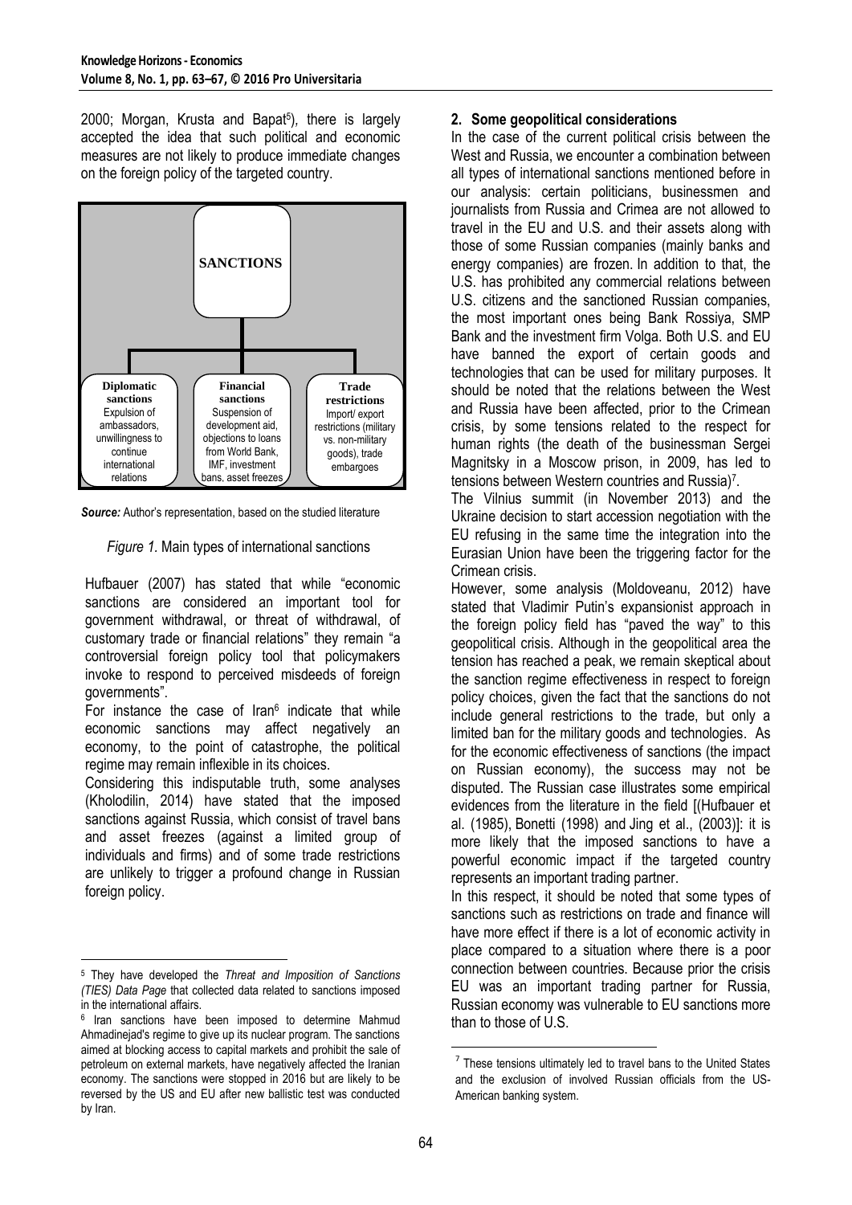2000; Morgan, Krusta and Bapat[5]), there is largely accepted the idea that such political and economic measures are not likely to produce immediate changes on the foreign policy of the targeted country.

**SANCTIONS**

- **Diplomatic sanctions**: Expulsion of ambassadors, unwillingness to continue international relations
- **Financial sanctions**: Suspension of development aid, objections to loans from World Bank, IMF, investment bans, asset freezes
- **Trade restrictions**: Import/ export restrictions (military vs. non-military goods), trade embargoes

***Source:*** Author's representation, based on the studied literature

*Figure 1*. Main types of international sanctions

Hufbauer (2007) has stated that while "economic sanctions are considered an important tool for government withdrawal, or threat of withdrawal, of customary trade or financial relations" they remain "a controversial foreign policy tool that policymakers invoke to respond to perceived misdeeds of foreign governments".

For instance the case of Iran[6] indicate that while economic sanctions may affect negatively an economy, to the point of catastrophe, the political regime may remain inflexible in its choices.

Considering this indisputable truth, some analyses (Kholodilin, 2014) have stated that the imposed sanctions against Russia, which consist of travel bans and asset freezes (against a limited group of individuals and firms) and of some trade restrictions are unlikely to trigger a profound change in Russian foreign policy.

## 2. Some geopolitical considerations

In the case of the current political crisis between the West and Russia, we encounter a combination between all types of international sanctions mentioned before in our analysis: certain politicians, businessmen and journalists from Russia and Crimea are not allowed to travel in the EU and U.S. and their assets along with those of some Russian companies (mainly banks and energy companies) are frozen. In addition to that, the U.S. has prohibited any commercial relations between U.S. citizens and the sanctioned Russian companies, the most important ones being Bank Rossiya, SMP Bank and the investment firm Volga. Both U.S. and EU have banned the export of certain goods and technologies that can be used for military purposes. It should be noted that the relations between the West and Russia have been affected, prior to the Crimean crisis, by some tensions related to the respect for human rights (the death of the businessman Sergei Magnitsky in a Moscow prison, in 2009, has led to tensions between Western countries and Russia)[7].

The Vilnius summit (in November 2013) and the Ukraine decision to start accession negotiation with the EU refusing in the same time the integration into the Eurasian Union have been the triggering factor for the Crimean crisis.

However, some analysis (Moldoveanu, 2012) have stated that Vladimir Putin's expansionist approach in the foreign policy field has "paved the way" to this geopolitical crisis. Although in the geopolitical area the tension has reached a peak, we remain skeptical about the sanction regime effectiveness in respect to foreign policy choices, given the fact that the sanctions do not include general restrictions to the trade, but only a limited ban for the military goods and technologies. As for the economic effectiveness of sanctions (the impact on Russian economy), the success may not be disputed. The Russian case illustrates some empirical evidences from the literature in the field [(Hufbauer et al. (1985), Bonetti (1998) and Jing et al., (2003)]: it is more likely that the imposed sanctions to have a powerful economic impact if the targeted country represents an important trading partner.

In this respect, it should be noted that some types of sanctions such as restrictions on trade and finance will have more effect if there is a lot of economic activity in place compared to a situation where there is a poor connection between countries. Because prior the crisis EU was an important trading partner for Russia, Russian economy was vulnerable to EU sanctions more than to those of U.S.

---

[5] They have developed the *Threat and Imposition of Sanctions (TIES) Data Page* that collected data related to sanctions imposed in the international affairs.

[6] Iran sanctions have been imposed to determine Mahmud Ahmadinejad's regime to give up its nuclear program. The sanctions aimed at blocking access to capital markets and prohibit the sale of petroleum on external markets, have negatively affected the Iranian economy. The sanctions were stopped in 2016 but are likely to be reversed by the US and EU after new ballistic test was conducted by Iran.

[7] These tensions ultimately led to travel bans to the United States and the exclusion of involved Russian officials from the US-American banking system.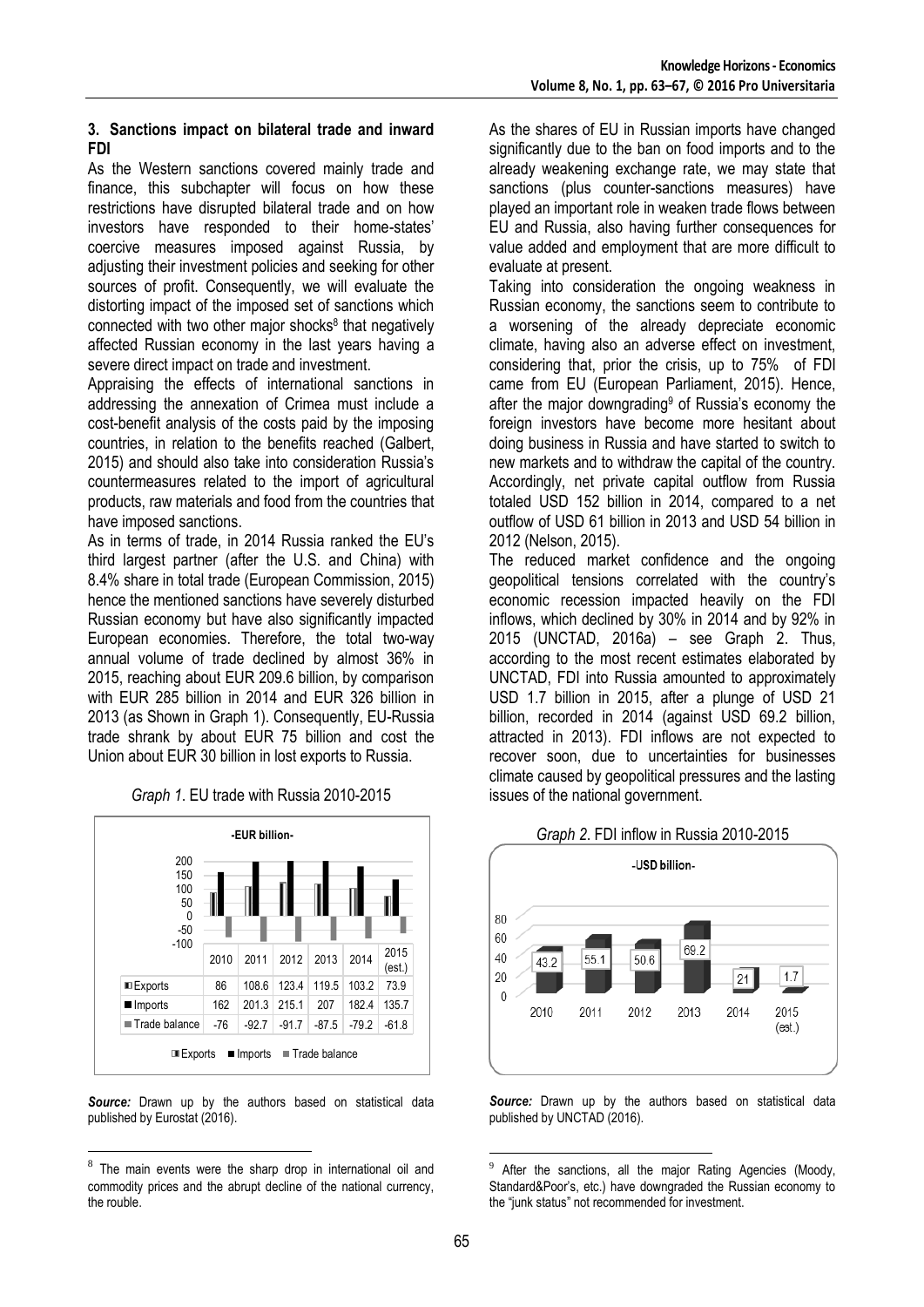### 3. Sanctions impact on bilateral trade and inward FDI

As the Western sanctions covered mainly trade and finance, this subchapter will focus on how these restrictions have disrupted bilateral trade and on how investors have responded to their home-states' coercive measures imposed against Russia, by adjusting their investment policies and seeking for other sources of profit. Consequently, we will evaluate the distorting impact of the imposed set of sanctions which connected with two other major shocks[8] that negatively affected Russian economy in the last years having a severe direct impact on trade and investment.

Appraising the effects of international sanctions in addressing the annexation of Crimea must include a cost-benefit analysis of the costs paid by the imposing countries, in relation to the benefits reached (Galbert, 2015) and should also take into consideration Russia's countermeasures related to the import of agricultural products, raw materials and food from the countries that have imposed sanctions.

As in terms of trade, in 2014 Russia ranked the EU's third largest partner (after the U.S. and China) with 8.4% share in total trade (European Commission, 2015) hence the mentioned sanctions have severely disturbed Russian economy but have also significantly impacted European economies. Therefore, the total two-way annual volume of trade declined by almost 36% in 2015, reaching about EUR 209.6 billion, by comparison with EUR 285 billion in 2014 and EUR 326 billion in 2013 (as Shown in Graph 1). Consequently, EU-Russia trade shrank by about EUR 75 billion and cost the Union about EUR 30 billion in lost exports to Russia.

*Graph 1*. EU trade with Russia 2010-2015

-EUR billion-

| | 2010 | 2011 | 2012 | 2013 | 2014 | 2015 (est.) |
|---|---|---|---|---|---|---|
| Exports | 86 | 108.6 | 123.4 | 119.5 | 103.2 | 73.9 |
| Imports | 162 | 201.3 | 215.1 | 207 | 182.4 | 135.7 |
| Trade balance | -76 | -92.7 | -91.7 | -87.5 | -79.2 | -61.8 |

***Source:*** Drawn up by the authors based on statistical data published by Eurostat (2016).

As the shares of EU in Russian imports have changed significantly due to the ban on food imports and to the already weakening exchange rate, we may state that sanctions (plus counter-sanctions measures) have played an important role in weaken trade flows between EU and Russia, also having further consequences for value added and employment that are more difficult to evaluate at present.

Taking into consideration the ongoing weakness in Russian economy, the sanctions seem to contribute to a worsening of the already depreciate economic climate, having also an adverse effect on investment, considering that, prior the crisis, up to 75% of FDI came from EU (European Parliament, 2015). Hence, after the major downgrading[9] of Russia's economy the foreign investors have become more hesitant about doing business in Russia and have started to switch to new markets and to withdraw the capital of the country. Accordingly, net private capital outflow from Russia totaled USD 152 billion in 2014, compared to a net outflow of USD 61 billion in 2013 and USD 54 billion in 2012 (Nelson, 2015).

The reduced market confidence and the ongoing geopolitical tensions correlated with the country's economic recession impacted heavily on the FDI inflows, which declined by 30% in 2014 and by 92% in 2015 (UNCTAD, 2016a) – see Graph 2. Thus, according to the most recent estimates elaborated by UNCTAD, FDI into Russia amounted to approximately USD 1.7 billion in 2015, after a plunge of USD 21 billion, recorded in 2014 (against USD 69.2 billion, attracted in 2013). FDI inflows are not expected to recover soon, due to uncertainties for businesses climate caused by geopolitical pressures and the lasting issues of the national government.

*Graph 2*. FDI inflow in Russia 2010-2015

-USD billion-

| 2010 | 2011 | 2012 | 2013 | 2014 | 2015 (est.) |
|---|---|---|---|---|---|
| 43.2 | 55.1 | 50.6 | 69.2 | 21 | 1.7 |

***Source:*** Drawn up by the authors based on statistical data published by UNCTAD (2016).

---

[8] The main events were the sharp drop in international oil and commodity prices and the abrupt decline of the national currency, the rouble.

[9] After the sanctions, all the major Rating Agencies (Moody, Standard&Poor's, etc.) have downgraded the Russian economy to the "junk status" not recommended for investment.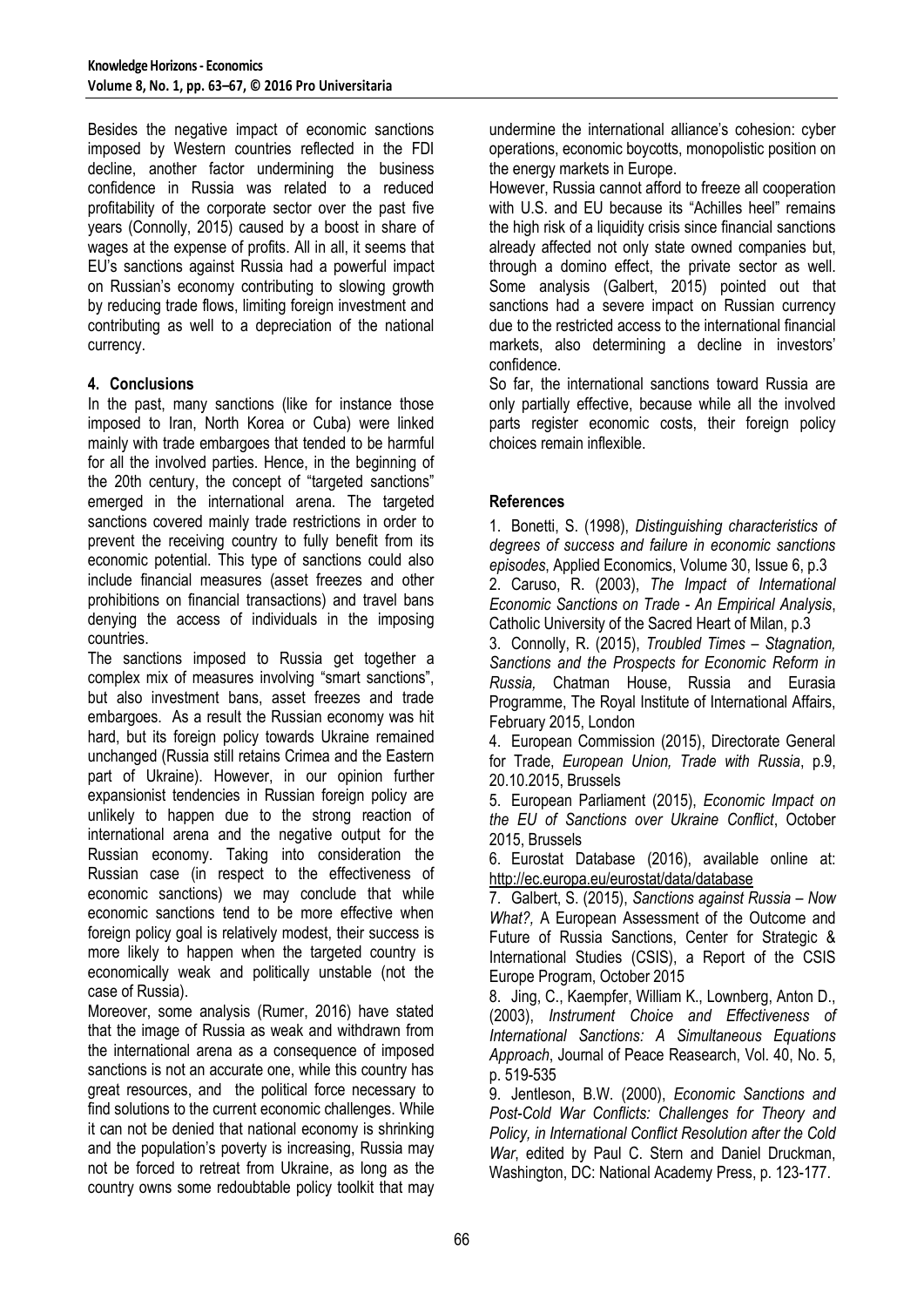Besides the negative impact of economic sanctions imposed by Western countries reflected in the FDI decline, another factor undermining the business confidence in Russia was related to a reduced profitability of the corporate sector over the past five years (Connolly, 2015) caused by a boost in share of wages at the expense of profits. All in all, it seems that EU's sanctions against Russia had a powerful impact on Russian's economy contributing to slowing growth by reducing trade flows, limiting foreign investment and contributing as well to a depreciation of the national currency.

## 4. Conclusions

In the past, many sanctions (like for instance those imposed to Iran, North Korea or Cuba) were linked mainly with trade embargoes that tended to be harmful for all the involved parties. Hence, in the beginning of the 20th century, the concept of "targeted sanctions" emerged in the international arena. The targeted sanctions covered mainly trade restrictions in order to prevent the receiving country to fully benefit from its economic potential. This type of sanctions could also include financial measures (asset freezes and other prohibitions on financial transactions) and travel bans denying the access of individuals in the imposing countries.

The sanctions imposed to Russia get together a complex mix of measures involving "smart sanctions", but also investment bans, asset freezes and trade embargoes. As a result the Russian economy was hit hard, but its foreign policy towards Ukraine remained unchanged (Russia still retains Crimea and the Eastern part of Ukraine). However, in our opinion further expansionist tendencies in Russian foreign policy are unlikely to happen due to the strong reaction of international arena and the negative output for the Russian economy. Taking into consideration the Russian case (in respect to the effectiveness of economic sanctions) we may conclude that while economic sanctions tend to be more effective when foreign policy goal is relatively modest, their success is more likely to happen when the targeted country is economically weak and politically unstable (not the case of Russia).

Moreover, some analysis (Rumer, 2016) have stated that the image of Russia as weak and withdrawn from the international arena as a consequence of imposed sanctions is not an accurate one, while this country has great resources, and the political force necessary to find solutions to the current economic challenges. While it can not be denied that national economy is shrinking and the population's poverty is increasing, Russia may not be forced to retreat from Ukraine, as long as the country owns some redoubtable policy toolkit that may undermine the international alliance's cohesion: cyber operations, economic boycotts, monopolistic position on the energy markets in Europe.

However, Russia cannot afford to freeze all cooperation with U.S. and EU because its "Achilles heel" remains the high risk of a liquidity crisis since financial sanctions already affected not only state owned companies but, through a domino effect, the private sector as well. Some analysis (Galbert, 2015) pointed out that sanctions had a severe impact on Russian currency due to the restricted access to the international financial markets, also determining a decline in investors' confidence.

So far, the international sanctions toward Russia are only partially effective, because while all the involved parts register economic costs, their foreign policy choices remain inflexible.

## References

1. Bonetti, S. (1998), *Distinguishing characteristics of degrees of success and failure in economic sanctions episodes*, Applied Economics, Volume 30, Issue 6, p.3
2. Caruso, R. (2003), *The Impact of International Economic Sanctions on Trade - An Empirical Analysis*, Catholic University of the Sacred Heart of Milan, p.3
3. Connolly, R. (2015), *Troubled Times – Stagnation, Sanctions and the Prospects for Economic Reform in Russia,* Chatman House, Russia and Eurasia Programme, The Royal Institute of International Affairs, February 2015, London
4. European Commission (2015), Directorate General for Trade, *European Union, Trade with Russia*, p.9, 20.10.2015, Brussels
5. European Parliament (2015), *Economic Impact on the EU of Sanctions over Ukraine Conflict*, October 2015, Brussels
6. Eurostat Database (2016), available online at: http://ec.europa.eu/eurostat/data/database
7. Galbert, S. (2015), *Sanctions against Russia – Now What?,* A European Assessment of the Outcome and Future of Russia Sanctions, Center for Strategic & International Studies (CSIS), a Report of the CSIS Europe Program, October 2015
8. Jing, C., Kaempfer, William K., Lownberg, Anton D., (2003), *Instrument Choice and Effectiveness of International Sanctions: A Simultaneous Equations Approach*, Journal of Peace Reasearch, Vol. 40, No. 5, p. 519-535
9. Jentleson, B.W. (2000), *Economic Sanctions and Post-Cold War Conflicts: Challenges for Theory and Policy, in International Conflict Resolution after the Cold War*, edited by Paul C. Stern and Daniel Druckman, Washington, DC: National Academy Press, p. 123-177.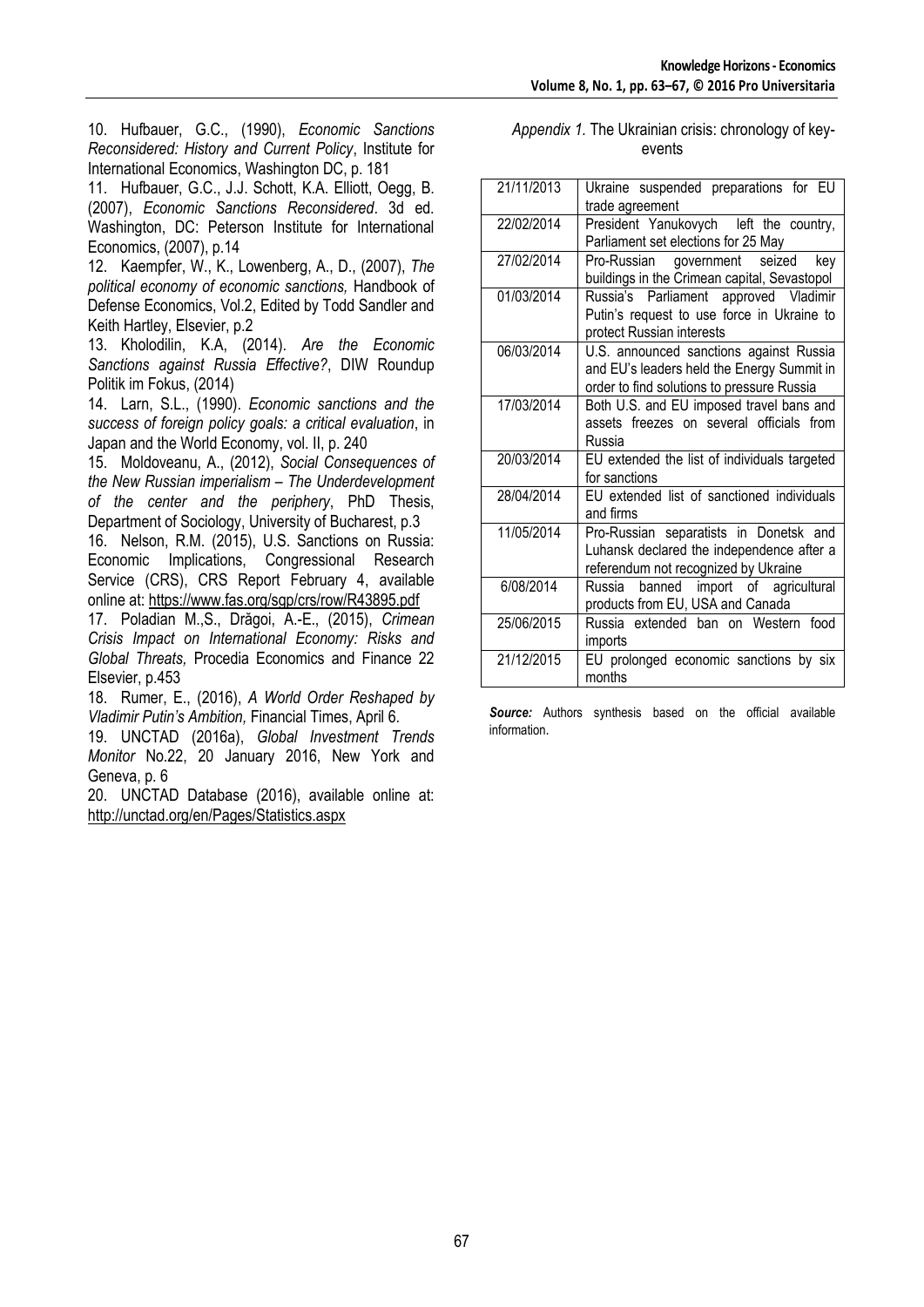10. Hufbauer, G.C., (1990), *Economic Sanctions Reconsidered: History and Current Policy*, Institute for International Economics, Washington DC, p. 181

11. Hufbauer, G.C., J.J. Schott, K.A. Elliott, Oegg, B. (2007), *Economic Sanctions Reconsidered*. 3d ed. Washington, DC: Peterson Institute for International Economics, (2007), p.14

12. Kaempfer, W., K., Lowenberg, A., D., (2007), *The political economy of economic sanctions,* Handbook of Defense Economics, Vol.2, Edited by Todd Sandler and Keith Hartley, Elsevier, p.2

13. Kholodilin, K.A, (2014). *Are the Economic Sanctions against Russia Effective?*, DIW Roundup Politik im Fokus, (2014)

14. Larn, S.L., (1990). *Economic sanctions and the success of foreign policy goals: a critical evaluation*, in Japan and the World Economy, vol. II, p. 240

15. Moldoveanu, A., (2012), *Social Consequences of the New Russian imperialism – The Underdevelopment of the center and the periphery*, PhD Thesis, Department of Sociology, University of Bucharest, p.3

16. Nelson, R.M. (2015), U.S. Sanctions on Russia: Economic Implications, Congressional Research Service (CRS), CRS Report February 4, available online at: https://www.fas.org/sgp/crs/row/R43895.pdf

17. Poladian M.,S., Drăgoi, A.-E., (2015), *Crimean Crisis Impact on International Economy: Risks and Global Threats,* Procedia Economics and Finance 22 Elsevier, p.453

18. Rumer, E., (2016), *A World Order Reshaped by Vladimir Putin's Ambition,* Financial Times, April 6.

19. UNCTAD (2016a), *Global Investment Trends Monitor* No.22, 20 January 2016, New York and Geneva, p. 6

20. UNCTAD Database (2016), available online at: http://unctad.org/en/Pages/Statistics.aspx

*Appendix 1.* The Ukrainian crisis: chronology of key-events

| | |
|---|---|
| 21/11/2013 | Ukraine suspended preparations for EU trade agreement |
| 22/02/2014 | President Yanukovych left the country, Parliament set elections for 25 May |
| 27/02/2014 | Pro-Russian government seized key buildings in the Crimean capital, Sevastopol |
| 01/03/2014 | Russia's Parliament approved Vladimir Putin's request to use force in Ukraine to protect Russian interests |
| 06/03/2014 | U.S. announced sanctions against Russia and EU's leaders held the Energy Summit in order to find solutions to pressure Russia |
| 17/03/2014 | Both U.S. and EU imposed travel bans and assets freezes on several officials from Russia |
| 20/03/2014 | EU extended the list of individuals targeted for sanctions |
| 28/04/2014 | EU extended list of sanctioned individuals and firms |
| 11/05/2014 | Pro-Russian separatists in Donetsk and Luhansk declared the independence after a referendum not recognized by Ukraine |
| 6/08/2014 | Russia banned import of agricultural products from EU, USA and Canada |
| 25/06/2015 | Russia extended ban on Western food imports |
| 21/12/2015 | EU prolonged economic sanctions by six months |

***Source:*** Authors synthesis based on the official available information.